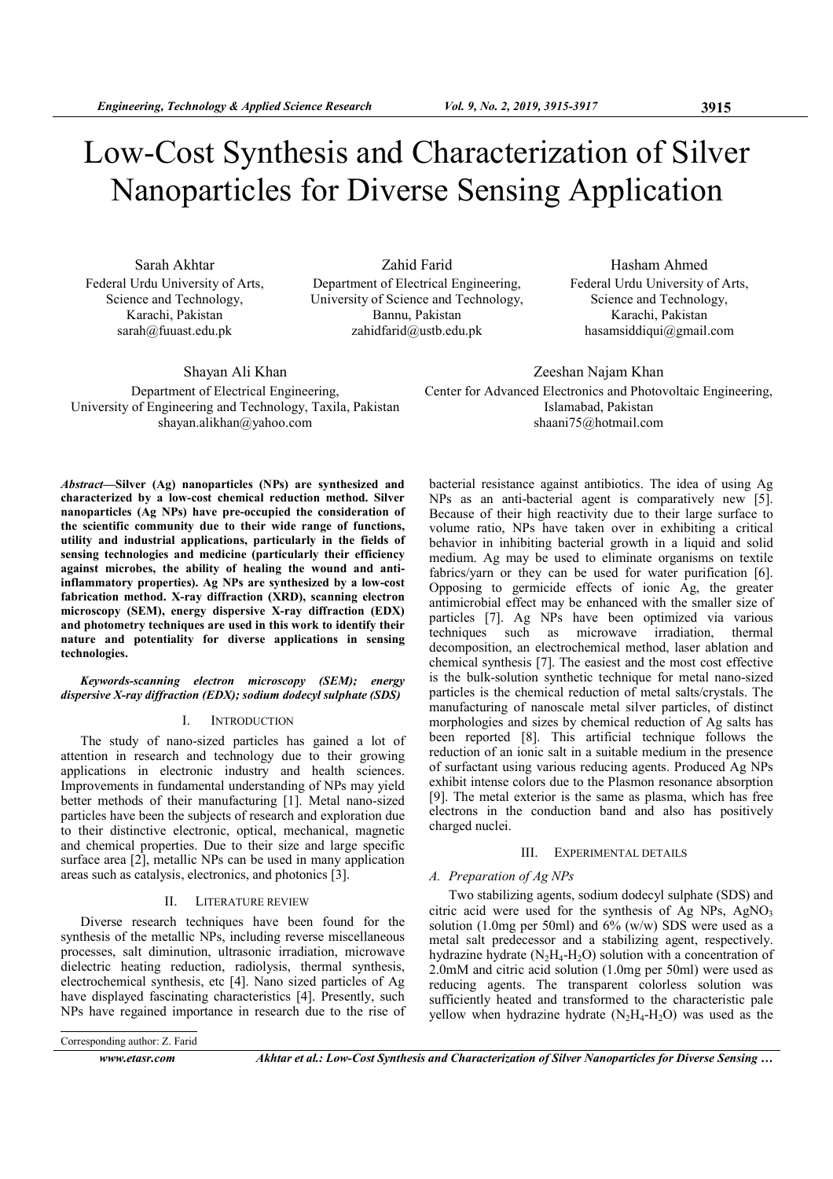# Low-Cost Synthesis and Characterization of Silver Nanoparticles for Diverse Sensing Application

Sarah Akhtar
Federal Urdu University of Arts, Science and Technology, Karachi, Pakistan
sarah@fuuast.edu.pk

Zahid Farid
Department of Electrical Engineering, University of Science and Technology, Bannu, Pakistan
zahidfarid@ustb.edu.pk

Hasham Ahmed
Federal Urdu University of Arts, Science and Technology, Karachi, Pakistan
hasamsiddiqui@gmail.com

Shayan Ali Khan
Department of Electrical Engineering, University of Engineering and Technology, Taxila, Pakistan
shayan.alikhan@yahoo.com

Zeeshan Najam Khan
Center for Advanced Electronics and Photovoltaic Engineering, Islamabad, Pakistan
shaani75@hotmail.com

***Abstract*—Silver (Ag) nanoparticles (NPs) are synthesized and characterized by a low-cost chemical reduction method. Silver nanoparticles (Ag NPs) have pre-occupied the consideration of the scientific community due to their wide range of functions, utility and industrial applications, particularly in the fields of sensing technologies and medicine (particularly their efficiency against microbes, the ability of healing the wound and anti-inflammatory properties). Ag NPs are synthesized by a low-cost fabrication method. X-ray diffraction (XRD), scanning electron microscopy (SEM), energy dispersive X-ray diffraction (EDX) and photometry techniques are used in this work to identify their nature and potentiality for diverse applications in sensing technologies.**

***Keywords-scanning electron microscopy (SEM); energy dispersive X-ray diffraction (EDX); sodium dodecyl sulphate (SDS)***

## I. INTRODUCTION

The study of nano-sized particles has gained a lot of attention in research and technology due to their growing applications in electronic industry and health sciences. Improvements in fundamental understanding of NPs may yield better methods of their manufacturing [1]. Metal nano-sized particles have been the subjects of research and exploration due to their distinctive electronic, optical, mechanical, magnetic and chemical properties. Due to their size and large specific surface area [2], metallic NPs can be used in many application areas such as catalysis, electronics, and photonics [3].

## II. LITERATURE REVIEW

Diverse research techniques have been found for the synthesis of the metallic NPs, including reverse miscellaneous processes, salt diminution, ultrasonic irradiation, microwave dielectric heating reduction, radiolysis, thermal synthesis, electrochemical synthesis, etc [4]. Nano sized particles of Ag have displayed fascinating characteristics [4]. Presently, such NPs have regained importance in research due to the rise of bacterial resistance against antibiotics. The idea of using Ag NPs as an anti-bacterial agent is comparatively new [5]. Because of their high reactivity due to their large surface to volume ratio, NPs have taken over in exhibiting a critical behavior in inhibiting bacterial growth in a liquid and solid medium. Ag may be used to eliminate organisms on textile fabrics/yarn or they can be used for water purification [6]. Opposing to germicide effects of ionic Ag, the greater antimicrobial effect may be enhanced with the smaller size of particles [7]. Ag NPs have been optimized via various techniques such as microwave irradiation, thermal decomposition, an electrochemical method, laser ablation and chemical synthesis [7]. The easiest and the most cost effective is the bulk-solution synthetic technique for metal nano-sized particles is the chemical reduction of metal salts/crystals. The manufacturing of nanoscale metal silver particles, of distinct morphologies and sizes by chemical reduction of Ag salts has been reported [8]. This artificial technique follows the reduction of an ionic salt in a suitable medium in the presence of surfactant using various reducing agents. Produced Ag NPs exhibit intense colors due to the Plasmon resonance absorption [9]. The metal exterior is the same as plasma, which has free electrons in the conduction band and also has positively charged nuclei.

## III. EXPERIMENTAL DETAILS

### *A. Preparation of Ag NPs*

Two stabilizing agents, sodium dodecyl sulphate (SDS) and citric acid were used for the synthesis of Ag NPs, $AgNO_3$ solution (1.0mg per 50ml) and 6% (w/w) SDS were used as a metal salt predecessor and a stabilizing agent, respectively. hydrazine hydrate ($N_2H_4$-$H_2O$) solution with a concentration of 2.0mM and citric acid solution (1.0mg per 50ml) were used as reducing agents. The transparent colorless solution was sufficiently heated and transformed to the characteristic pale yellow when hydrazine hydrate ($N_2H_4$-$H_2O$) was used as the

Corresponding author: Z. Farid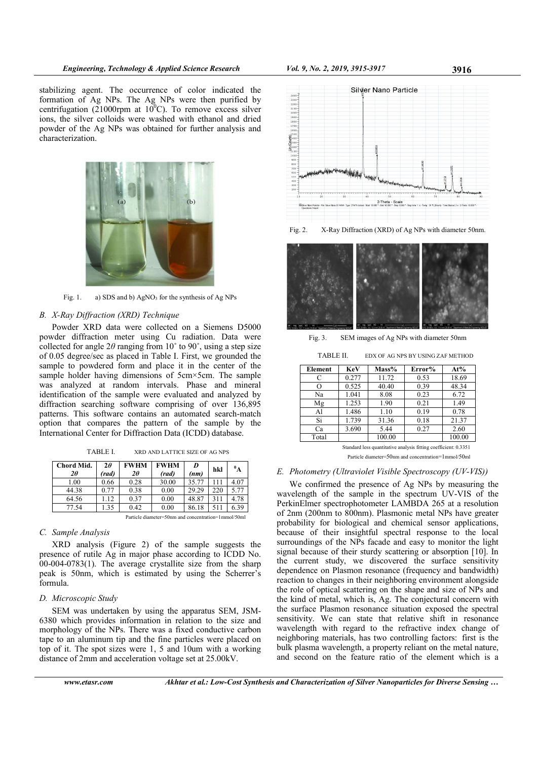stabilizing agent. The occurrence of color indicated the formation of Ag NPs. The Ag NPs were then purified by centrifugation (21000rpm at $10^0$C). To remove excess silver ions, the silver colloids were washed with ethanol and dried powder of the Ag NPs was obtained for further analysis and characterization.

Fig. 1. a) SDS and b) $AgNO_3$ for the synthesis of Ag NPs

### B. X-Ray Diffraction (XRD) Technique

Powder XRD data were collected on a Siemens D5000 powder diffraction meter using Cu radiation. Data were collected for angle $2\theta$ ranging from 10˚ to 90˚, using a step size of 0.05 degree/sec as placed in Table I. First, we grounded the sample to powdered form and place it in the center of the sample holder having dimensions of 5cm×5cm. The sample was analyzed at random intervals. Phase and mineral identification of the sample were evaluated and analyzed by diffraction searching software comprising of over 136,895 patterns. This software contains an automated search-match option that compares the pattern of the sample by the International Center for Diffraction Data (ICDD) database.

TABLE I. XRD AND LATTICE SIZE OF AG NPS

| Chord Mid. $2\theta$ | $2\theta$ (rad) | FWHM $2\theta$ | FWHM (rad) | D (nm) | hkl | $^0$A |
|---|---|---|---|---|---|---|
| 1.00 | 0.66 | 0.28 | 30.00 | 35.77 | 111 | 4.07 |
| 44.38 | 0.77 | 0.38 | 0.00 | 29.29 | 220 | 5.77 |
| 64.56 | 1.12 | 0.37 | 0.00 | 48.87 | 311 | 4.78 |
| 77.54 | 1.35 | 0.42 | 0.00 | 86.18 | 511 | 6.39 |

Particle diameter=50nm and concentration=1mmol/50ml

### C. Sample Analysis

XRD analysis (Figure 2) of the sample suggests the presence of rutile Ag in major phase according to ICDD No. 00-004-0783(1). The average crystallite size from the sharp peak is 50nm, which is estimated by using the Scherrer's formula.

### D. Microscopic Study

SEM was undertaken by using the apparatus SEM, JSM-6380 which provides information in relation to the size and morphology of the NPs. There was a fixed conductive carbon tape to an aluminum tip and the fine particles were placed on top of it. The spot sizes were 1, 5 and 10um with a working distance of 2mm and acceleration voltage set at 25.00kV.

Fig. 2. X-Ray Diffraction (XRD) of Ag NPs with diameter 50nm.

Fig. 3. SEM images of Ag NPs with diameter 50nm

TABLE II. EDX OF AG NPS BY USING ZAF METHOD

| Element | KeV | Mass% | Error% | At% |
|---|---|---|---|---|
| C | 0.277 | 11.72 | 0.53 | 18.69 |
| O | 0.525 | 40.40 | 0.39 | 48.34 |
| Na | 1.041 | 8.08 | 0.23 | 6.72 |
| Mg | 1.253 | 1.90 | 0.21 | 1.49 |
| Al | 1.486 | 1.10 | 0.19 | 0.78 |
| Si | 1.739 | 31.36 | 0.18 | 21.37 |
| Ca | 3.690 | 5.44 | 0.27 | 2.60 |
| Total | | 100.00 | | 100.00 |

Standard less quantitative analysis fitting coefficient: 0.3351

Particle diameter=50nm and concentration=1mmol/50ml

### E. Photometry (Ultraviolet Visible Spectroscopy (UV-VIS))

We confirmed the presence of Ag NPs by measuring the wavelength of the sample in the spectrum UV-VIS of the PerkinElmer spectrophotometer LAMBDA 265 at a resolution of 2nm (200nm to 800nm). Plasmonic metal NPs have greater probability for biological and chemical sensor applications, because of their insightful spectral response to the local surroundings of the NPs facade and easy to monitor the light signal because of their sturdy scattering or absorption [10]. In the current study, we discovered the surface sensitivity dependence on Plasmon resonance (frequency and bandwidth) reaction to changes in their neighboring environment alongside the role of optical scattering on the shape and size of NPs and the kind of metal, which is, Ag. The conjectural concern with the surface Plasmon resonance situation exposed the spectral sensitivity. We can state that relative shift in resonance wavelength with regard to the refractive index change of neighboring materials, has two controlling factors: first is the bulk plasma wavelength, a property reliant on the metal nature, and second on the feature ratio of the element which is a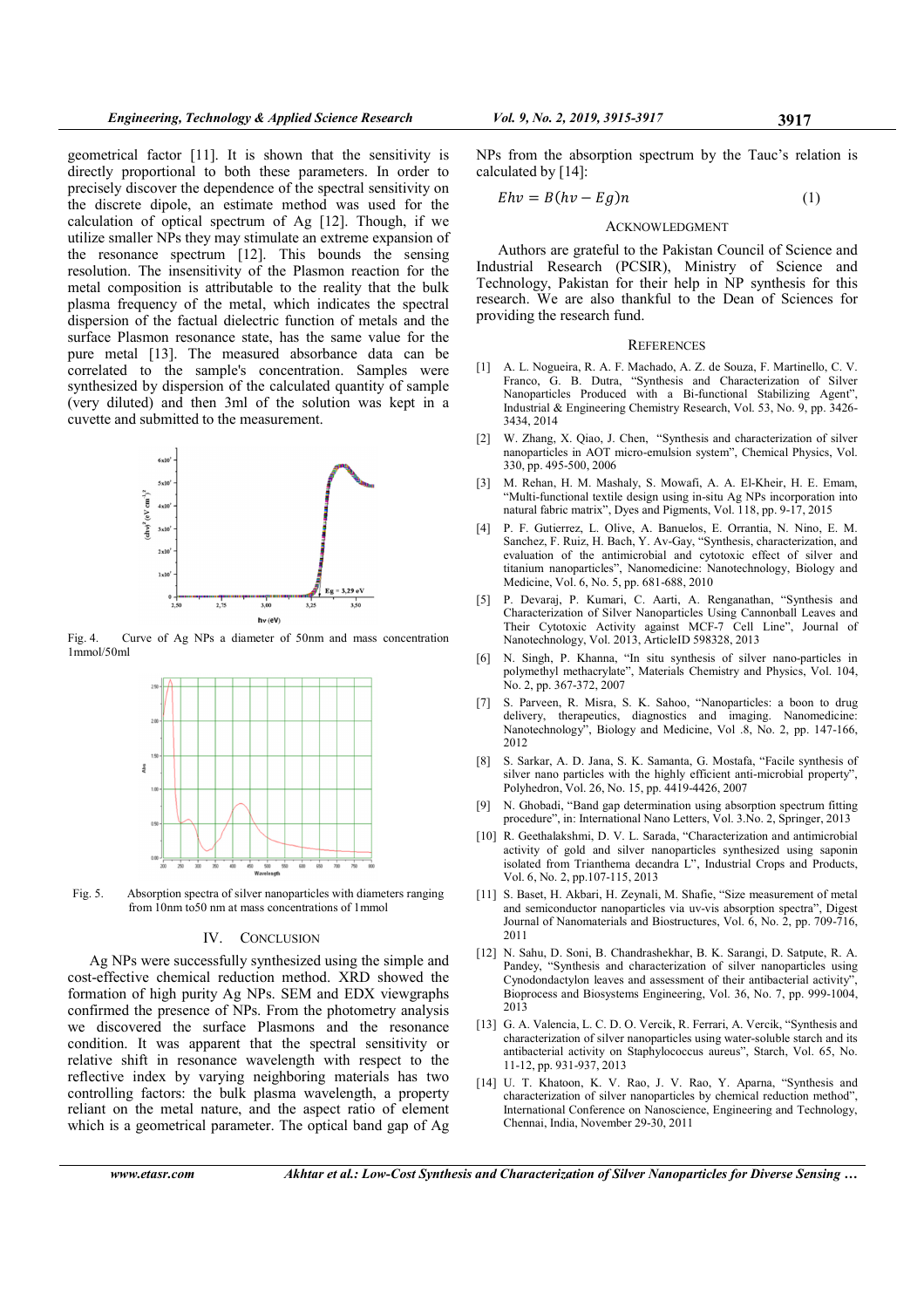geometrical factor [11]. It is shown that the sensitivity is directly proportional to both these parameters. In order to precisely discover the dependence of the spectral sensitivity on the discrete dipole, an estimate method was used for the calculation of optical spectrum of Ag [12]. Though, if we utilize smaller NPs they may stimulate an extreme expansion of the resonance spectrum [12]. This bounds the sensing resolution. The insensitivity of the Plasmon reaction for the metal composition is attributable to the reality that the bulk plasma frequency of the metal, which indicates the spectral dispersion of the factual dielectric function of metals and the surface Plasmon resonance state, has the same value for the pure metal [13]. The measured absorbance data can be correlated to the sample's concentration. Samples were synthesized by dispersion of the calculated quantity of sample (very diluted) and then 3ml of the solution was kept in a cuvette and submitted to the measurement.

$(\alpha h\nu)^2$ (eV cm$^{-1}$)$^2$

Eg = 3.29 eV

hν (eV)

Fig. 4. Curve of Ag NPs a diameter of 50nm and mass concentration 1mmol/50ml

Abs

Wavelength

Fig. 5. Absorption spectra of silver nanoparticles with diameters ranging from 10nm to50 nm at mass concentrations of 1mmol

## IV. CONCLUSION

Ag NPs were successfully synthesized using the simple and cost-effective chemical reduction method. XRD showed the formation of high purity Ag NPs. SEM and EDX viewgraphs confirmed the presence of NPs. From the photometry analysis we discovered the surface Plasmons and the resonance condition. It was apparent that the spectral sensitivity or relative shift in resonance wavelength with respect to the reflective index by varying neighboring materials has two controlling factors: the bulk plasma wavelength, a property reliant on the metal nature, and the aspect ratio of element which is a geometrical parameter. The optical band gap of Ag NPs from the absorption spectrum by the Tauc's relation is calculated by [14]:

$$Eh\nu = B(h\nu - Eg)n \quad (1)$$

## ACKNOWLEDGMENT

Authors are grateful to the Pakistan Council of Science and Industrial Research (PCSIR), Ministry of Science and Technology, Pakistan for their help in NP synthesis for this research. We are also thankful to the Dean of Sciences for providing the research fund.

## REFERENCES

[1] A. L. Nogueira, R. A. F. Machado, A. Z. de Souza, F. Martinello, C. V. Franco, G. B. Dutra, "Synthesis and Characterization of Silver Nanoparticles Produced with a Bi-functional Stabilizing Agent", Industrial & Engineering Chemistry Research, Vol. 53, No. 9, pp. 3426-3434, 2014

[2] W. Zhang, X. Qiao, J. Chen, "Synthesis and characterization of silver nanoparticles in AOT micro-emulsion system", Chemical Physics, Vol. 330, pp. 495-500, 2006

[3] M. Rehan, H. M. Mashaly, S. Mowafi, A. A. El-Kheir, H. E. Emam, "Multi-functional textile design using in-situ Ag NPs incorporation into natural fabric matrix", Dyes and Pigments, Vol. 118, pp. 9-17, 2015

[4] P. F. Gutierrez, L. Olive, A. Banuelos, E. Orrantia, N. Nino, E. M. Sanchez, F. Ruiz, H. Bach, Y. Av-Gay, "Synthesis, characterization, and evaluation of the antimicrobial and cytotoxic effect of silver and titanium nanoparticles", Nanomedicine: Nanotechnology, Biology and Medicine, Vol. 6, No. 5, pp. 681-688, 2010

[5] P. Devaraj, P. Kumari, C. Aarti, A. Renganathan, "Synthesis and Characterization of Silver Nanoparticles Using Cannonball Leaves and Their Cytotoxic Activity against MCF-7 Cell Line", Journal of Nanotechnology, Vol. 2013, ArticleID 598328, 2013

[6] N. Singh, P. Khanna, "In situ synthesis of silver nano-particles in polymethyl methacrylate", Materials Chemistry and Physics, Vol. 104, No. 2, pp. 367-372, 2007

[7] S. Parveen, R. Misra, S. K. Sahoo, "Nanoparticles: a boon to drug delivery, therapeutics, diagnostics and imaging. Nanomedicine: Nanotechnology", Biology and Medicine, Vol .8, No. 2, pp. 147-166, 2012

[8] S. Sarkar, A. D. Jana, S. K. Samanta, G. Mostafa, "Facile synthesis of silver nano particles with the highly efficient anti-microbial property", Polyhedron, Vol. 26, No. 15, pp. 4419-4426, 2007

[9] N. Ghobadi, "Band gap determination using absorption spectrum fitting procedure", in: International Nano Letters, Vol. 3.No. 2, Springer, 2013

[10] R. Geethalakshmi, D. V. L. Sarada, "Characterization and antimicrobial activity of gold and silver nanoparticles synthesized using saponin isolated from Trianthema decandra L", Industrial Crops and Products, Vol. 6, No. 2, pp.107-115, 2013

[11] S. Baset, H. Akbari, H. Zeynali, M. Shafie, "Size measurement of metal and semiconductor nanoparticles via uv-vis absorption spectra", Digest Journal of Nanomaterials and Biostructures, Vol. 6, No. 2, pp. 709-716, 2011

[12] N. Sahu, D. Soni, B. Chandrashekhar, B. K. Sarangi, D. Satpute, R. A. Pandey, "Synthesis and characterization of silver nanoparticles using Cynodondactylon leaves and assessment of their antibacterial activity", Bioprocess and Biosystems Engineering, Vol. 36, No. 7, pp. 999-1004, 2013

[13] G. A. Valencia, L. C. D. O. Vercik, R. Ferrari, A. Vercik, "Synthesis and characterization of silver nanoparticles using water-soluble starch and its antibacterial activity on Staphylococcus aureus", Starch, Vol. 65, No. 11-12, pp. 931-937, 2013

[14] U. T. Khatoon, K. V. Rao, J. V. Rao, Y. Aparna, "Synthesis and characterization of silver nanoparticles by chemical reduction method", International Conference on Nanoscience, Engineering and Technology, Chennai, India, November 29-30, 2011